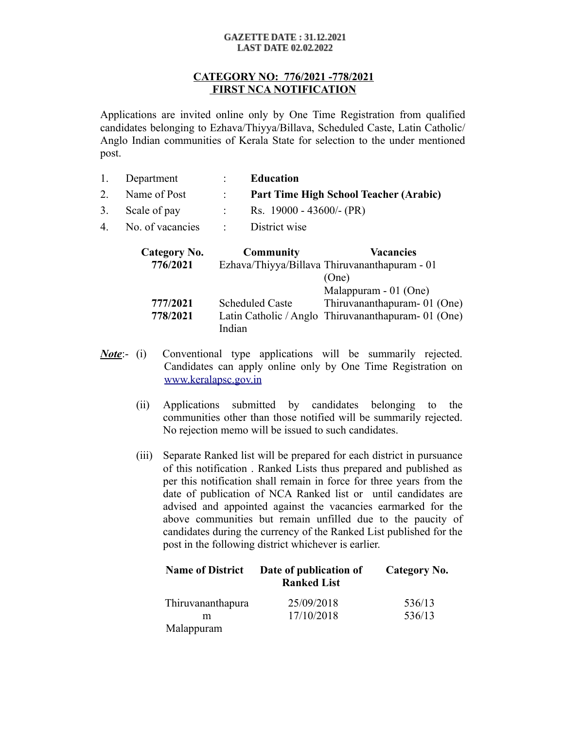**GAZETTE DATE : 31.12.2021**
**LAST DATE 02.02.2022**

## CATEGORY NO: 776/2021 -778/2021
## FIRST NCA NOTIFICATION

Applications are invited online only by One Time Registration from qualified candidates belonging to Ezhava/Thiyya/Billava, Scheduled Caste, Latin Catholic/ Anglo Indian communities of Kerala State for selection to the under mentioned post.

1. Department : **Education**
2. Name of Post : **Part Time High School Teacher (Arabic)**
3. Scale of pay : Rs. 19000 - 43600/- (PR)
4. No. of vacancies : District wise

| Category No. | Community | Vacancies |
|---|---|---|
| **776/2021** | Ezhava/Thiyya/Billava | Thiruvananthapuram - 01 (One)<br>Malappuram - 01 (One) |
| **777/2021** | Scheduled Caste | Thiruvananthapuram- 01 (One) |
| **778/2021** | Latin Catholic / Anglo Indian | Thiruvananthapuram- 01 (One) |

***Note***:-

(i) Conventional type applications will be summarily rejected. Candidates can apply online only by One Time Registration on www.keralapsc.gov.in

(ii) Applications submitted by candidates belonging to the communities other than those notified will be summarily rejected. No rejection memo will be issued to such candidates.

(iii) Separate Ranked list will be prepared for each district in pursuance of this notification . Ranked Lists thus prepared and published as per this notification shall remain in force for three years from the date of publication of NCA Ranked list or until candidates are advised and appointed against the vacancies earmarked for the above communities but remain unfilled due to the paucity of candidates during the currency of the Ranked List published for the post in the following district whichever is earlier.

| Name of District | Date of publication of Ranked List | Category No. |
|---|---|---|
| Thiruvananthapuram | 25/09/2018 | 536/13 |
| Malappuram | 17/10/2018 | 536/13 |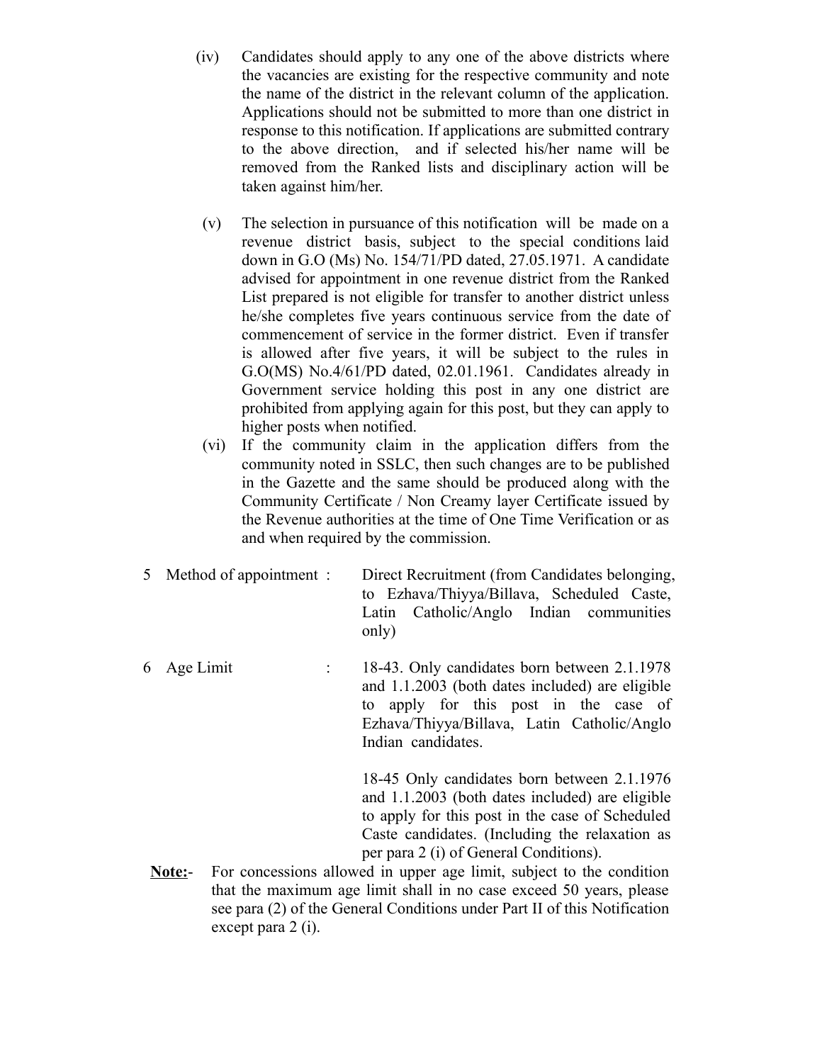(iv) Candidates should apply to any one of the above districts where the vacancies are existing for the respective community and note the name of the district in the relevant column of the application. Applications should not be submitted to more than one district in response to this notification. If applications are submitted contrary to the above direction, and if selected his/her name will be removed from the Ranked lists and disciplinary action will be taken against him/her.

(v) The selection in pursuance of this notification will be made on a revenue district basis, subject to the special conditions laid down in G.O (Ms) No. 154/71/PD dated, 27.05.1971. A candidate advised for appointment in one revenue district from the Ranked List prepared is not eligible for transfer to another district unless he/she completes five years continuous service from the date of commencement of service in the former district. Even if transfer is allowed after five years, it will be subject to the rules in G.O(MS) No.4/61/PD dated, 02.01.1961. Candidates already in Government service holding this post in any one district are prohibited from applying again for this post, but they can apply to higher posts when notified.

(vi) If the community claim in the application differs from the community noted in SSLC, then such changes are to be published in the Gazette and the same should be produced along with the Community Certificate / Non Creamy layer Certificate issued by the Revenue authorities at the time of One Time Verification or as and when required by the commission.

5 Method of appointment : Direct Recruitment (from Candidates belonging, to Ezhava/Thiyya/Billava, Scheduled Caste, Latin Catholic/Anglo Indian communities only)

6 Age Limit : 18-43. Only candidates born between 2.1.1978 and 1.1.2003 (both dates included) are eligible to apply for this post in the case of Ezhava/Thiyya/Billava, Latin Catholic/Anglo Indian candidates.

18-45 Only candidates born between 2.1.1976 and 1.1.2003 (both dates included) are eligible to apply for this post in the case of Scheduled Caste candidates. (Including the relaxation as per para 2 (i) of General Conditions).

**Note:-** For concessions allowed in upper age limit, subject to the condition that the maximum age limit shall in no case exceed 50 years, please see para (2) of the General Conditions under Part II of this Notification except para 2 (i).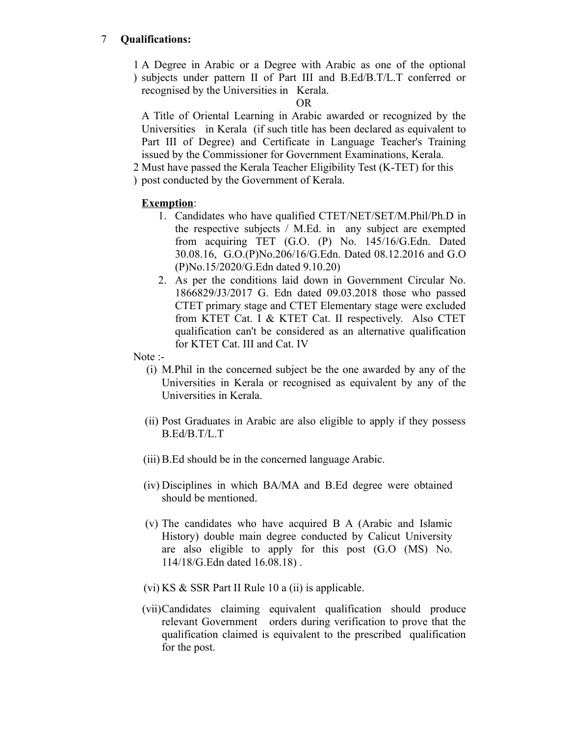7 **Qualifications:**

1) A Degree in Arabic or a Degree with Arabic as one of the optional subjects under pattern II of Part III and B.Ed/B.T/L.T conferred or recognised by the Universities in Kerala.

OR

A Title of Oriental Learning in Arabic awarded or recognized by the Universities in Kerala (if such title has been declared as equivalent to Part III of Degree) and Certificate in Language Teacher's Training issued by the Commissioner for Government Examinations, Kerala.

2) Must have passed the Kerala Teacher Eligibility Test (K-TET) for this post conducted by the Government of Kerala.

<u>**Exemption**</u>:

1. Candidates who have qualified CTET/NET/SET/M.Phil/Ph.D in the respective subjects / M.Ed. in any subject are exempted from acquiring TET (G.O. (P) No. 145/16/G.Edn. Dated 30.08.16, G.O.(P)No.206/16/G.Edn. Dated 08.12.2016 and G.O (P)No.15/2020/G.Edn dated 9.10.20)
2. As per the conditions laid down in Government Circular No. 1866829/J3/2017 G. Edn dated 09.03.2018 those who passed CTET primary stage and CTET Elementary stage were excluded from KTET Cat. I & KTET Cat. II respectively. Also CTET qualification can't be considered as an alternative qualification for KTET Cat. III and Cat. IV

Note :-

(i) M.Phil in the concerned subject be the one awarded by any of the Universities in Kerala or recognised as equivalent by any of the Universities in Kerala.

(ii) Post Graduates in Arabic are also eligible to apply if they possess B.Ed/B.T/L.T

(iii) B.Ed should be in the concerned language Arabic.

(iv) Disciplines in which BA/MA and B.Ed degree were obtained should be mentioned.

(v) The candidates who have acquired B A (Arabic and Islamic History) double main degree conducted by Calicut University are also eligible to apply for this post (G.O (MS) No. 114/18/G.Edn dated 16.08.18) .

(vi) KS & SSR Part II Rule 10 a (ii) is applicable.

(vii) Candidates claiming equivalent qualification should produce relevant Government orders during verification to prove that the qualification claimed is equivalent to the prescribed qualification for the post.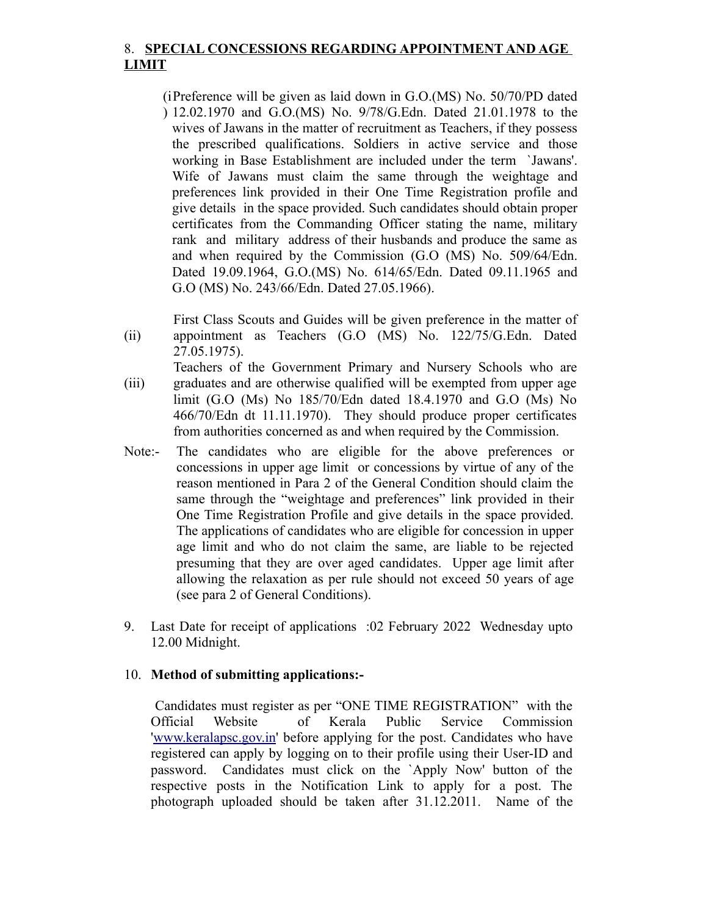8. **SPECIAL CONCESSIONS REGARDING APPOINTMENT AND AGE LIMIT**

(i) Preference will be given as laid down in G.O.(MS) No. 50/70/PD dated 12.02.1970 and G.O.(MS) No. 9/78/G.Edn. Dated 21.01.1978 to the wives of Jawans in the matter of recruitment as Teachers, if they possess the prescribed qualifications. Soldiers in active service and those working in Base Establishment are included under the term `Jawans'. Wife of Jawans must claim the same through the weightage and preferences link provided in their One Time Registration profile and give details in the space provided. Such candidates should obtain proper certificates from the Commanding Officer stating the name, military rank and military address of their husbands and produce the same as and when required by the Commission (G.O (MS) No. 509/64/Edn. Dated 19.09.1964, G.O.(MS) No. 614/65/Edn. Dated 09.11.1965 and G.O (MS) No. 243/66/Edn. Dated 27.05.1966).

(ii) First Class Scouts and Guides will be given preference in the matter of appointment as Teachers (G.O (MS) No. 122/75/G.Edn. Dated 27.05.1975).

(iii) Teachers of the Government Primary and Nursery Schools who are graduates and are otherwise qualified will be exempted from upper age limit (G.O (Ms) No 185/70/Edn dated 18.4.1970 and G.O (Ms) No 466/70/Edn dt 11.11.1970). They should produce proper certificates from authorities concerned as and when required by the Commission.

Note:- The candidates who are eligible for the above preferences or concessions in upper age limit or concessions by virtue of any of the reason mentioned in Para 2 of the General Condition should claim the same through the "weightage and preferences" link provided in their One Time Registration Profile and give details in the space provided. The applications of candidates who are eligible for concession in upper age limit and who do not claim the same, are liable to be rejected presuming that they are over aged candidates. Upper age limit after allowing the relaxation as per rule should not exceed 50 years of age (see para 2 of General Conditions).

9. Last Date for receipt of applications :02 February 2022 Wednesday upto 12.00 Midnight.

10. **Method of submitting applications:-**

Candidates must register as per "ONE TIME REGISTRATION" with the Official Website of Kerala Public Service Commission 'www.keralapsc.gov.in' before applying for the post. Candidates who have registered can apply by logging on to their profile using their User-ID and password. Candidates must click on the `Apply Now' button of the respective posts in the Notification Link to apply for a post. The photograph uploaded should be taken after 31.12.2011. Name of the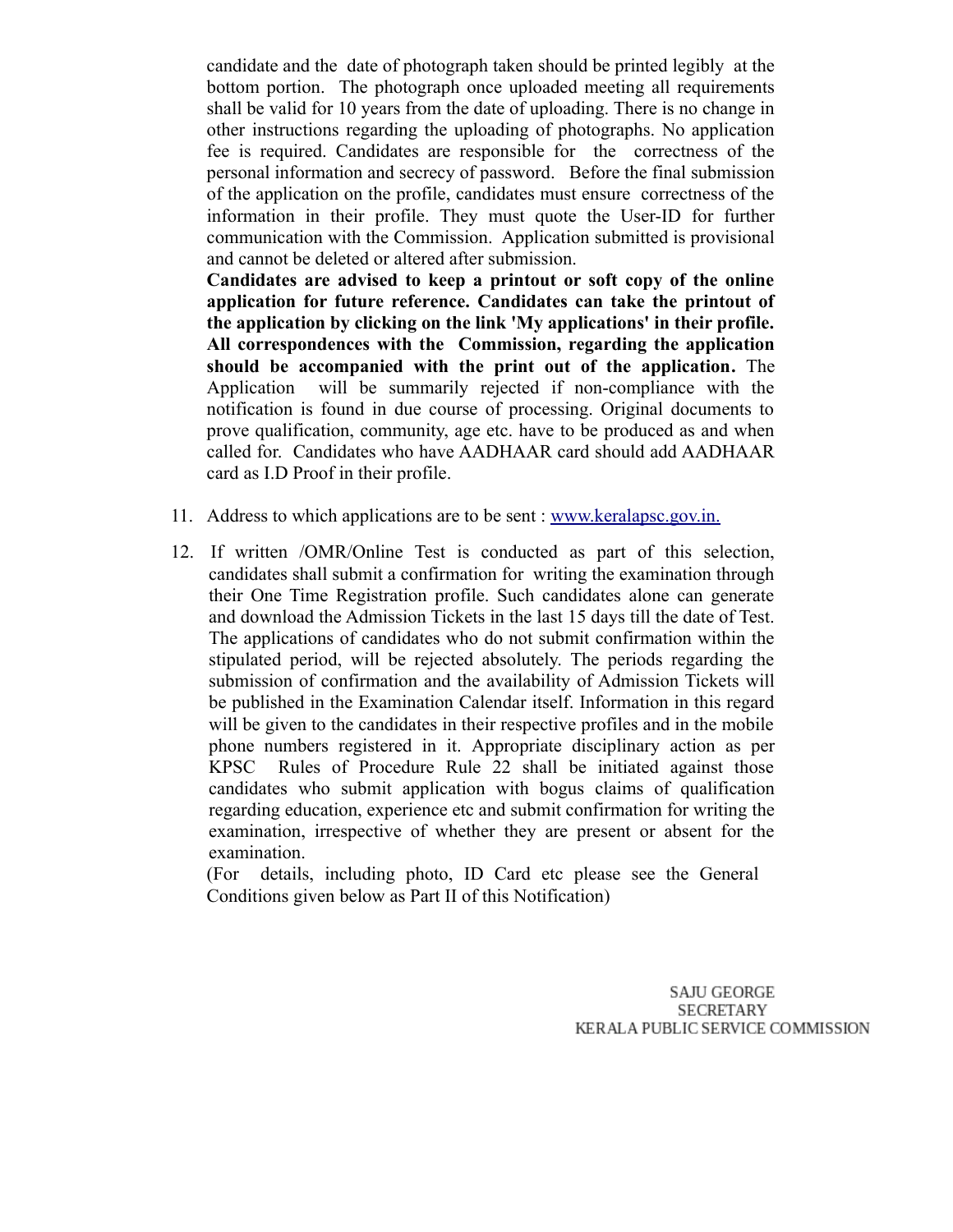candidate and the date of photograph taken should be printed legibly at the bottom portion. The photograph once uploaded meeting all requirements shall be valid for 10 years from the date of uploading. There is no change in other instructions regarding the uploading of photographs. No application fee is required. Candidates are responsible for the correctness of the personal information and secrecy of password. Before the final submission of the application on the profile, candidates must ensure correctness of the information in their profile. They must quote the User-ID for further communication with the Commission. Application submitted is provisional and cannot be deleted or altered after submission.

**Candidates are advised to keep a printout or soft copy of the online application for future reference. Candidates can take the printout of the application by clicking on the link 'My applications' in their profile. All correspondences with the Commission, regarding the application should be accompanied with the print out of the application.** The Application will be summarily rejected if non-compliance with the notification is found in due course of processing. Original documents to prove qualification, community, age etc. have to be produced as and when called for. Candidates who have AADHAAR card should add AADHAAR card as I.D Proof in their profile.

11. Address to which applications are to be sent : [www.keralapsc.gov.in.](http://www.keralapsc.gov.in)

12. If written /OMR/Online Test is conducted as part of this selection, candidates shall submit a confirmation for writing the examination through their One Time Registration profile. Such candidates alone can generate and download the Admission Tickets in the last 15 days till the date of Test. The applications of candidates who do not submit confirmation within the stipulated period, will be rejected absolutely. The periods regarding the submission of confirmation and the availability of Admission Tickets will be published in the Examination Calendar itself. Information in this regard will be given to the candidates in their respective profiles and in the mobile phone numbers registered in it. Appropriate disciplinary action as per KPSC Rules of Procedure Rule 22 shall be initiated against those candidates who submit application with bogus claims of qualification regarding education, experience etc and submit confirmation for writing the examination, irrespective of whether they are present or absent for the examination.

    (For details, including photo, ID Card etc please see the General Conditions given below as Part II of this Notification)

SAJU GEORGE
SECRETARY
KERALA PUBLIC SERVICE COMMISSION